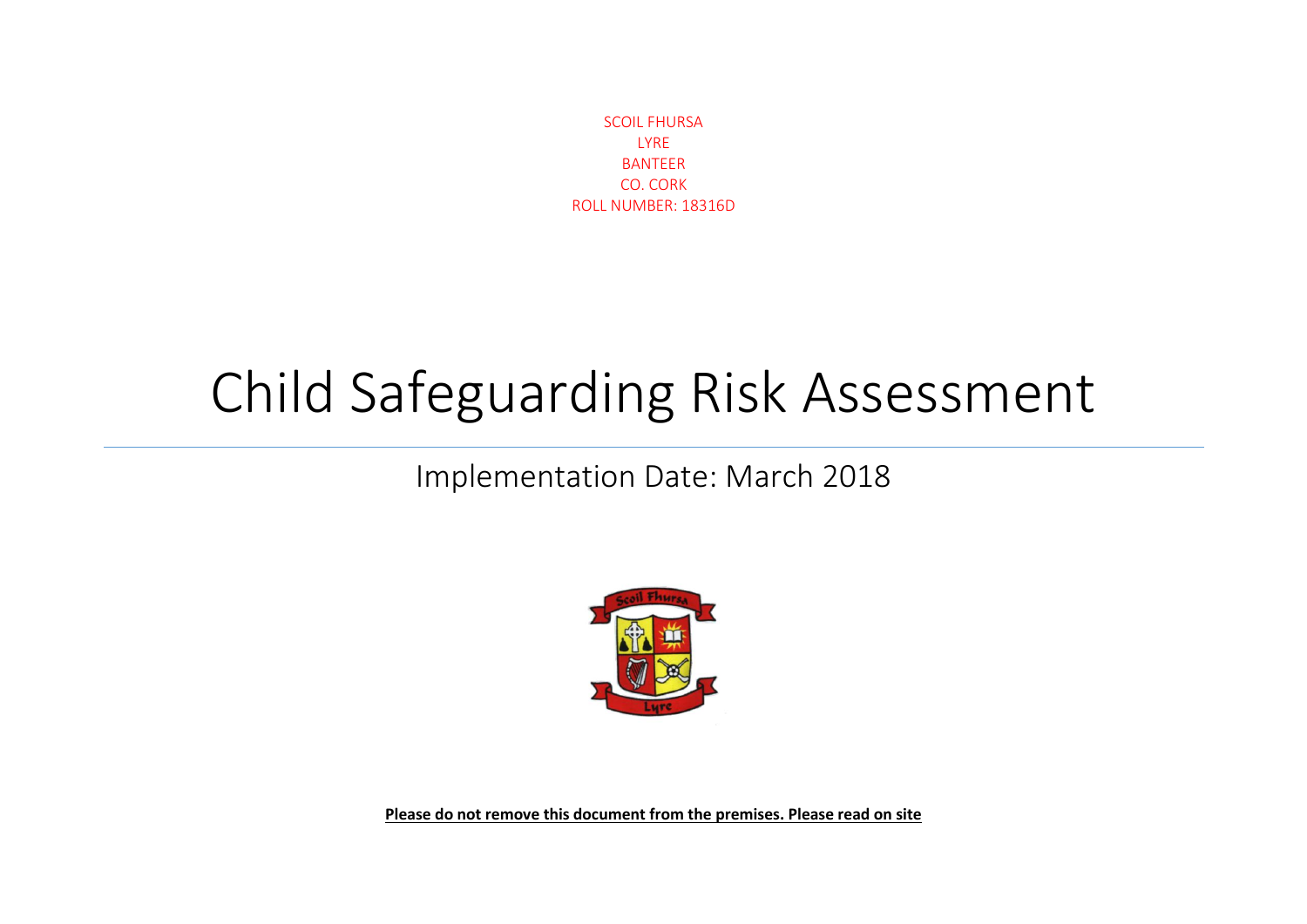SCOIL FHURSA
LYRE
BANTEER
CO. CORK
ROLL NUMBER: 18316D

# Child Safeguarding Risk Assessment

## Implementation Date: March 2018

**Please do not remove this document from the premises. Please read on site**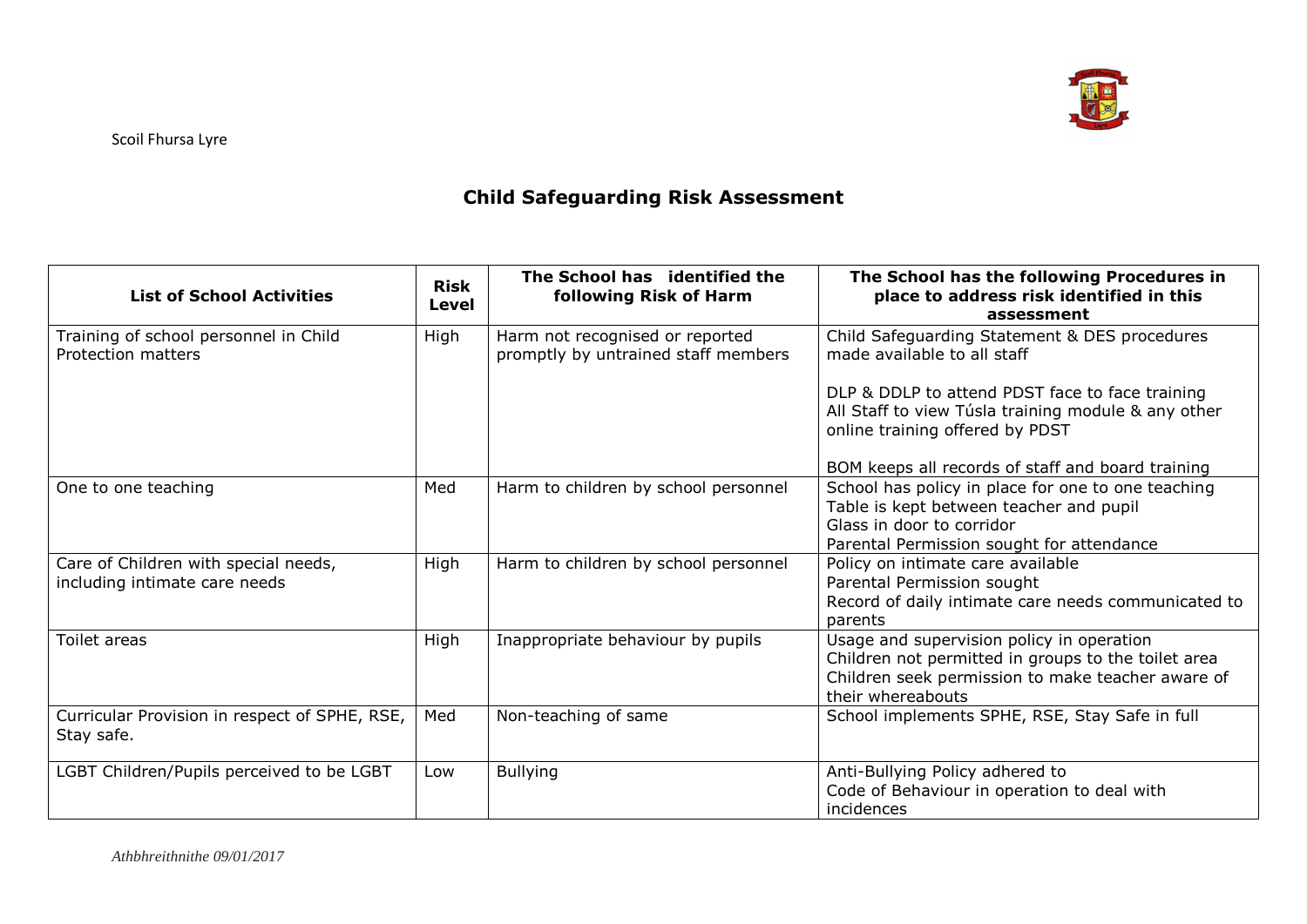Scoil Fhursa Lyre

# Child Safeguarding Risk Assessment

| List of School Activities | Risk Level | The School has identified the following Risk of Harm | The School has the following Procedures in place to address risk identified in this assessment |
|---|---|---|---|
| Training of school personnel in Child Protection matters | High | Harm not recognised or reported promptly by untrained staff members | Child Safeguarding Statement & DES procedures made available to all staff<br><br>DLP & DDLP to attend PDST face to face training<br>All Staff to view Túsla training module & any other online training offered by PDST<br><br>BOM keeps all records of staff and board training |
| One to one teaching | Med | Harm to children by school personnel | School has policy in place for one to one teaching<br>Table is kept between teacher and pupil<br>Glass in door to corridor<br>Parental Permission sought for attendance |
| Care of Children with special needs, including intimate care needs | High | Harm to children by school personnel | Policy on intimate care available<br>Parental Permission sought<br>Record of daily intimate care needs communicated to parents |
| Toilet areas | High | Inappropriate behaviour by pupils | Usage and supervision policy in operation<br>Children not permitted in groups to the toilet area<br>Children seek permission to make teacher aware of their whereabouts |
| Curricular Provision in respect of SPHE, RSE, Stay safe. | Med | Non-teaching of same | School implements SPHE, RSE, Stay Safe in full |
| LGBT Children/Pupils perceived to be LGBT | Low | Bullying | Anti-Bullying Policy adhered to<br>Code of Behaviour in operation to deal with incidences |

*Athbhreithnithe 09/01/2017*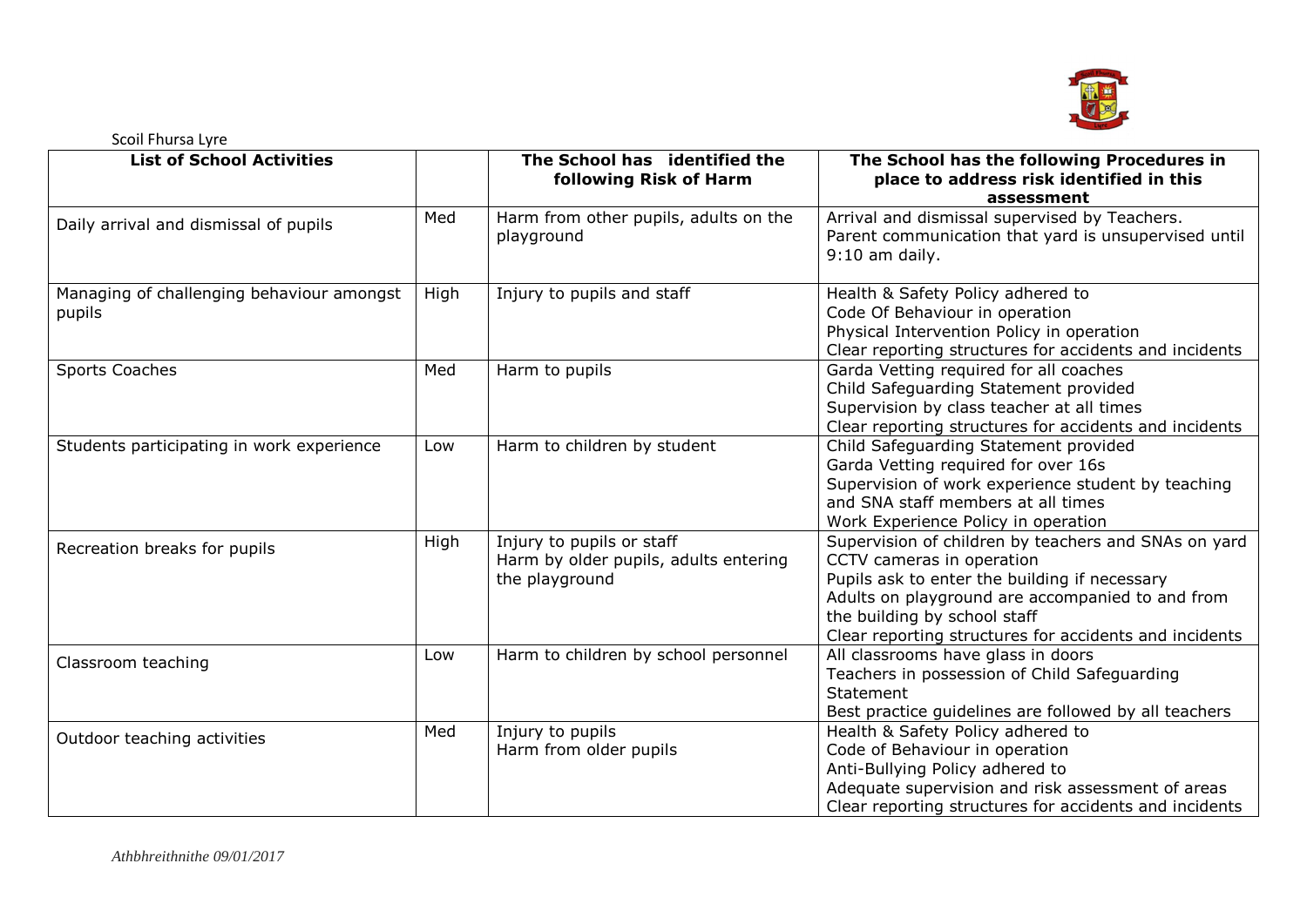Scoil Fhursa Lyre

| List of School Activities | | The School has identified the following Risk of Harm | The School has the following Procedures in place to address risk identified in this assessment |
|---|---|---|---|
| Daily arrival and dismissal of pupils | Med | Harm from other pupils, adults on the playground | Arrival and dismissal supervised by Teachers.<br>Parent communication that yard is unsupervised until 9:10 am daily. |
| Managing of challenging behaviour amongst pupils | High | Injury to pupils and staff | Health & Safety Policy adhered to<br>Code Of Behaviour in operation<br>Physical Intervention Policy in operation<br>Clear reporting structures for accidents and incidents |
| Sports Coaches | Med | Harm to pupils | Garda Vetting required for all coaches<br>Child Safeguarding Statement provided<br>Supervision by class teacher at all times<br>Clear reporting structures for accidents and incidents |
| Students participating in work experience | Low | Harm to children by student | Child Safeguarding Statement provided<br>Garda Vetting required for over 16s<br>Supervision of work experience student by teaching and SNA staff members at all times<br>Work Experience Policy in operation |
| Recreation breaks for pupils | High | Injury to pupils or staff<br>Harm by older pupils, adults entering the playground | Supervision of children by teachers and SNAs on yard<br>CCTV cameras in operation<br>Pupils ask to enter the building if necessary<br>Adults on playground are accompanied to and from the building by school staff<br>Clear reporting structures for accidents and incidents |
| Classroom teaching | Low | Harm to children by school personnel | All classrooms have glass in doors<br>Teachers in possession of Child Safeguarding Statement<br>Best practice guidelines are followed by all teachers |
| Outdoor teaching activities | Med | Injury to pupils<br>Harm from older pupils | Health & Safety Policy adhered to<br>Code of Behaviour in operation<br>Anti-Bullying Policy adhered to<br>Adequate supervision and risk assessment of areas<br>Clear reporting structures for accidents and incidents |

*Athbhreithnithe 09/01/2017*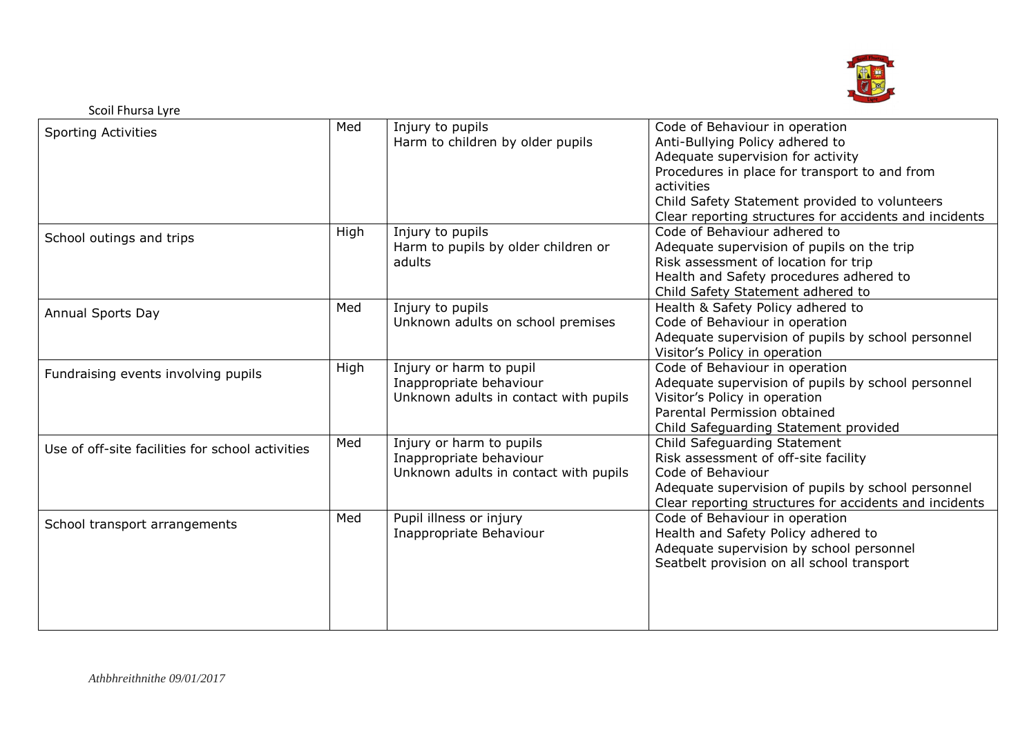| Sporting Activities | Med | Injury to pupils<br>Harm to children by older pupils | Code of Behaviour in operation<br>Anti-Bullying Policy adhered to<br>Adequate supervision for activity<br>Procedures in place for transport to and from activities<br>Child Safety Statement provided to volunteers<br>Clear reporting structures for accidents and incidents |
|---|---|---|---|
| School outings and trips | High | Injury to pupils<br>Harm to pupils by older children or adults | Code of Behaviour adhered to<br>Adequate supervision of pupils on the trip<br>Risk assessment of location for trip<br>Health and Safety procedures adhered to<br>Child Safety Statement adhered to |
| Annual Sports Day | Med | Injury to pupils<br>Unknown adults on school premises | Health & Safety Policy adhered to<br>Code of Behaviour in operation<br>Adequate supervision of pupils by school personnel<br>Visitor's Policy in operation |
| Fundraising events involving pupils | High | Injury or harm to pupil<br>Inappropriate behaviour<br>Unknown adults in contact with pupils | Code of Behaviour in operation<br>Adequate supervision of pupils by school personnel<br>Visitor's Policy in operation<br>Parental Permission obtained<br>Child Safeguarding Statement provided |
| Use of off-site facilities for school activities | Med | Injury or harm to pupils<br>Inappropriate behaviour<br>Unknown adults in contact with pupils | Child Safeguarding Statement<br>Risk assessment of off-site facility<br>Code of Behaviour<br>Adequate supervision of pupils by school personnel<br>Clear reporting structures for accidents and incidents |
| School transport arrangements | Med | Pupil illness or injury<br>Inappropriate Behaviour | Code of Behaviour in operation<br>Health and Safety Policy adhered to<br>Adequate supervision by school personnel<br>Seatbelt provision on all school transport |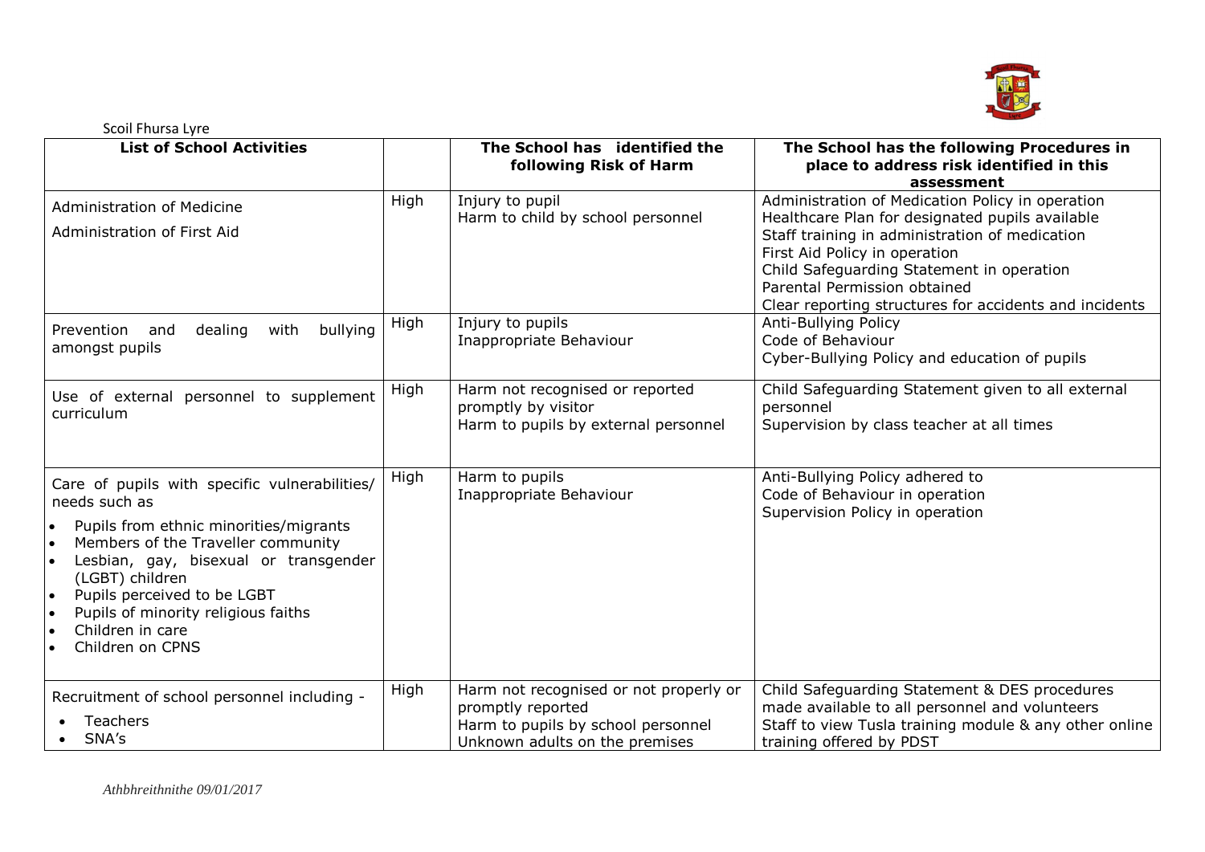Scoil Fhursa Lyre

| List of School Activities | | The School has identified the following Risk of Harm | The School has the following Procedures in place to address risk identified in this assessment |
|---|---|---|---|
| Administration of Medicine<br>Administration of First Aid | High | Injury to pupil<br>Harm to child by school personnel | Administration of Medication Policy in operation<br>Healthcare Plan for designated pupils available<br>Staff training in administration of medication<br>First Aid Policy in operation<br>Child Safeguarding Statement in operation<br>Parental Permission obtained<br>Clear reporting structures for accidents and incidents |
| Prevention and dealing with bullying amongst pupils | High | Injury to pupils<br>Inappropriate Behaviour | Anti-Bullying Policy<br>Code of Behaviour<br>Cyber-Bullying Policy and education of pupils |
| Use of external personnel to supplement curriculum | High | Harm not recognised or reported promptly by visitor<br>Harm to pupils by external personnel | Child Safeguarding Statement given to all external personnel<br>Supervision by class teacher at all times |
| Care of pupils with specific vulnerabilities/ needs such as<br>• Pupils from ethnic minorities/migrants<br>• Members of the Traveller community<br>• Lesbian, gay, bisexual or transgender (LGBT) children<br>• Pupils perceived to be LGBT<br>• Pupils of minority religious faiths<br>• Children in care<br>• Children on CPNS | High | Harm to pupils<br>Inappropriate Behaviour | Anti-Bullying Policy adhered to<br>Code of Behaviour in operation<br>Supervision Policy in operation |
| Recruitment of school personnel including -<br>• Teachers<br>• SNA's | High | Harm not recognised or not properly or promptly reported<br>Harm to pupils by school personnel<br>Unknown adults on the premises | Child Safeguarding Statement & DES procedures made available to all personnel and volunteers<br>Staff to view Tusla training module & any other online training offered by PDST |

*Athbhreithnithe 09/01/2017*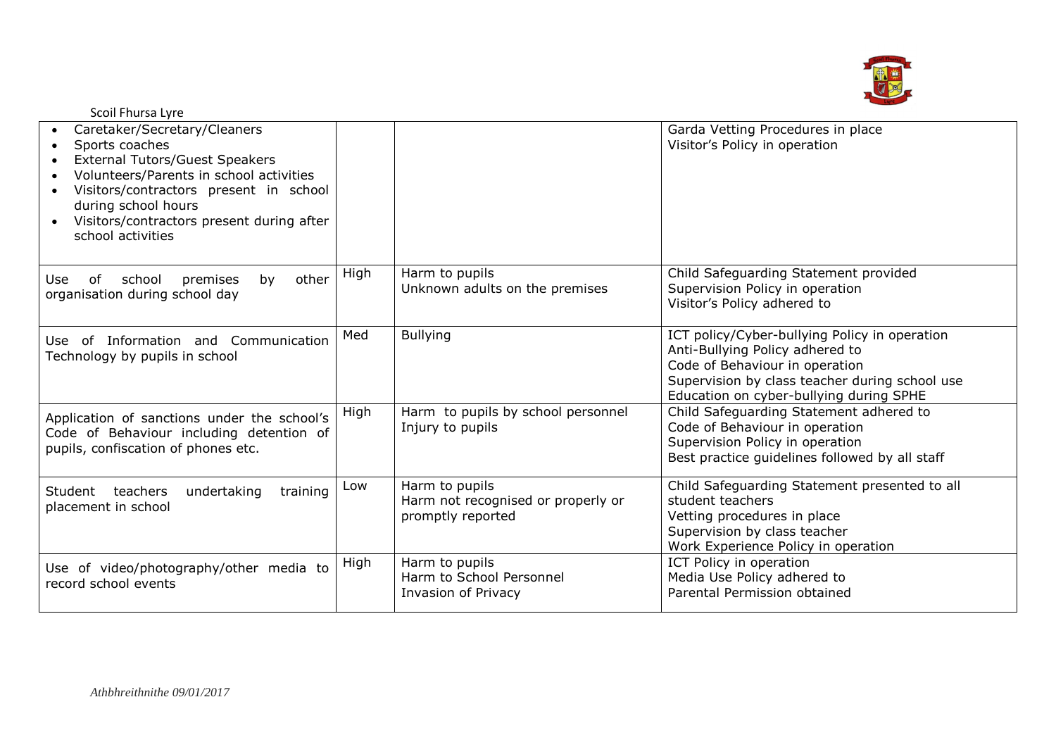| | | | |
|---|---|---|---|
| <ul><li>Caretaker/Secretary/Cleaners</li><li>Sports coaches</li><li>External Tutors/Guest Speakers</li><li>Volunteers/Parents in school activities</li><li>Visitors/contractors present in school during school hours</li><li>Visitors/contractors present during after school activities</li></ul> | | | Garda Vetting Procedures in place<br>Visitor's Policy in operation |
| Use of school premises by other organisation during school day | High | Harm to pupils<br>Unknown adults on the premises | Child Safeguarding Statement provided<br>Supervision Policy in operation<br>Visitor's Policy adhered to |
| Use of Information and Communication Technology by pupils in school | Med | Bullying | ICT policy/Cyber-bullying Policy in operation<br>Anti-Bullying Policy adhered to<br>Code of Behaviour in operation<br>Supervision by class teacher during school use<br>Education on cyber-bullying during SPHE |
| Application of sanctions under the school's Code of Behaviour including detention of pupils, confiscation of phones etc. | High | Harm to pupils by school personnel<br>Injury to pupils | Child Safeguarding Statement adhered to<br>Code of Behaviour in operation<br>Supervision Policy in operation<br>Best practice guidelines followed by all staff |
| Student teachers undertaking training placement in school | Low | Harm to pupils<br>Harm not recognised or properly or promptly reported | Child Safeguarding Statement presented to all student teachers<br>Vetting procedures in place<br>Supervision by class teacher<br>Work Experience Policy in operation |
| Use of video/photography/other media to record school events | High | Harm to pupils<br>Harm to School Personnel<br>Invasion of Privacy | ICT Policy in operation<br>Media Use Policy adhered to<br>Parental Permission obtained |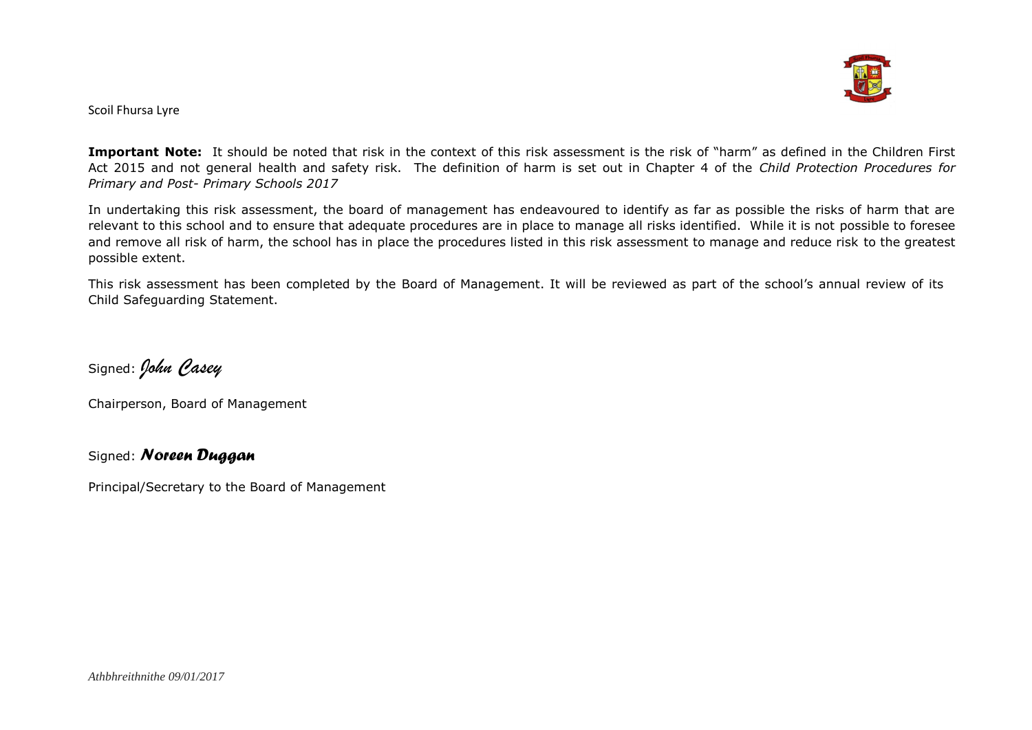**Important Note:** It should be noted that risk in the context of this risk assessment is the risk of "harm" as defined in the Children First Act 2015 and not general health and safety risk. The definition of harm is set out in Chapter 4 of the *Child Protection Procedures for Primary and Post- Primary Schools 2017*

In undertaking this risk assessment, the board of management has endeavoured to identify as far as possible the risks of harm that are relevant to this school and to ensure that adequate procedures are in place to manage all risks identified. While it is not possible to foresee and remove all risk of harm, the school has in place the procedures listed in this risk assessment to manage and reduce risk to the greatest possible extent.

This risk assessment has been completed by the Board of Management. It will be reviewed as part of the school's annual review of its Child Safeguarding Statement.

Signed: *John Casey*

Chairperson, Board of Management

Signed: ***Noreen Duggan***

Principal/Secretary to the Board of Management